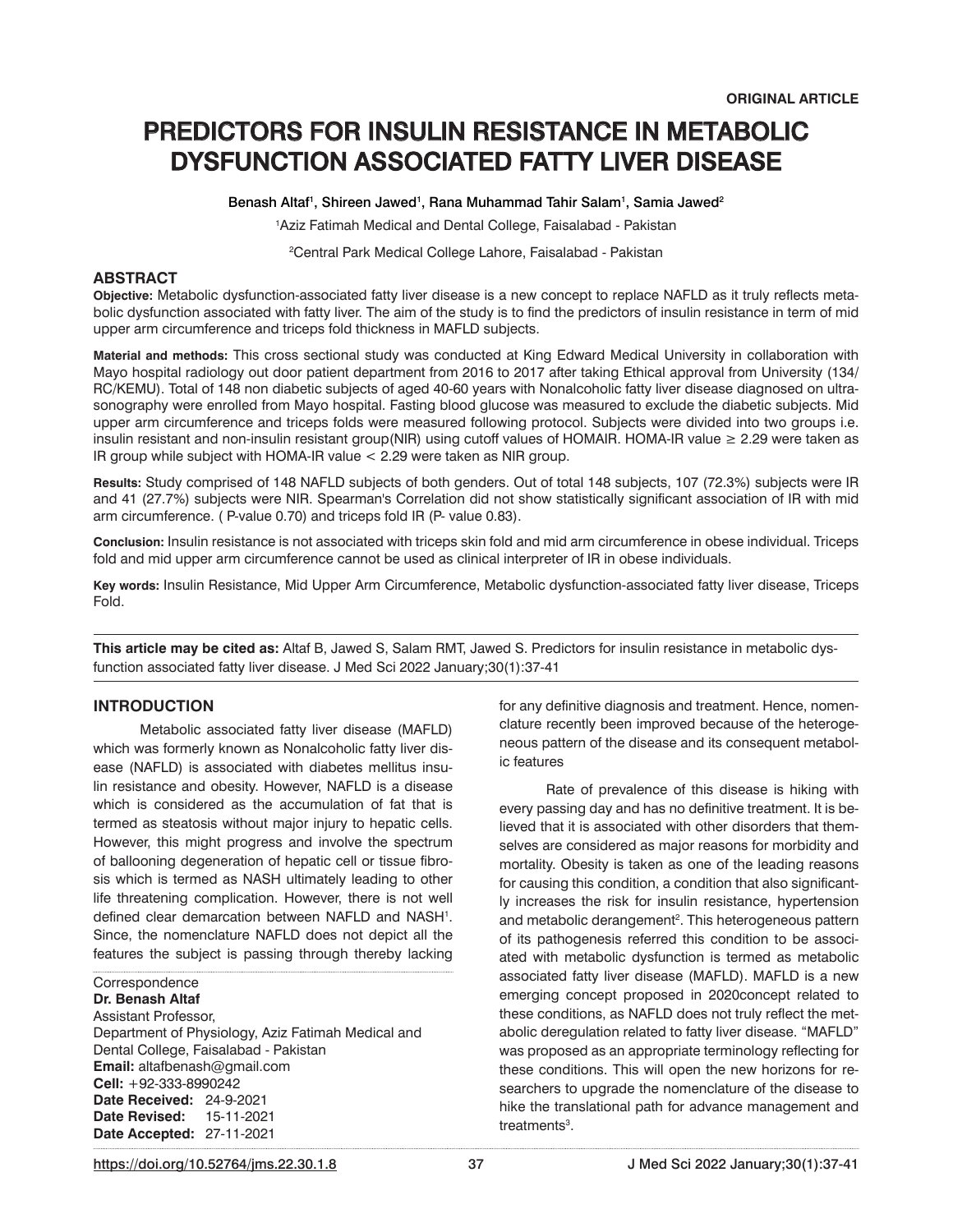**ORIGINAL ARTICLE**

# PREDICTORS FOR INSULIN RESISTANCE IN METABOLIC DYSFUNCTION ASSOCIATED FATTY LIVER DISEASE

Benash Altaf[1], Shireen Jawed[1], Rana Muhammad Tahir Salam[1], Samia Jawed[2]

[1]Aziz Fatimah Medical and Dental College, Faisalabad - Pakistan

[2]Central Park Medical College Lahore, Faisalabad - Pakistan

## ABSTRACT

**Objective:** Metabolic dysfunction-associated fatty liver disease is a new concept to replace NAFLD as it truly reflects metabolic dysfunction associated with fatty liver. The aim of the study is to find the predictors of insulin resistance in term of mid upper arm circumference and triceps fold thickness in MAFLD subjects.

**Material and methods:** This cross sectional study was conducted at King Edward Medical University in collaboration with Mayo hospital radiology out door patient department from 2016 to 2017 after taking Ethical approval from University (134/RC/KEMU). Total of 148 non diabetic subjects of aged 40-60 years with Nonalcoholic fatty liver disease diagnosed on ultrasonography were enrolled from Mayo hospital. Fasting blood glucose was measured to exclude the diabetic subjects. Mid upper arm circumference and triceps folds were measured following protocol. Subjects were divided into two groups i.e. insulin resistant and non-insulin resistant group(NIR) using cutoff values of HOMAIR. HOMA-IR value $\geq$ 2.29 were taken as IR group while subject with HOMA-IR value $<$ 2.29 were taken as NIR group.

**Results:** Study comprised of 148 NAFLD subjects of both genders. Out of total 148 subjects, 107 (72.3%) subjects were IR and 41 (27.7%) subjects were NIR. Spearman's Correlation did not show statistically significant association of IR with mid arm circumference. ( P-value 0.70) and triceps fold IR (P- value 0.83).

**Conclusion:** Insulin resistance is not associated with triceps skin fold and mid arm circumference in obese individual. Triceps fold and mid upper arm circumference cannot be used as clinical interpreter of IR in obese individuals.

**Key words:** Insulin Resistance, Mid Upper Arm Circumference, Metabolic dysfunction-associated fatty liver disease, Triceps Fold.

**This article may be cited as:** Altaf B, Jawed S, Salam RMT, Jawed S. Predictors for insulin resistance in metabolic dysfunction associated fatty liver disease. J Med Sci 2022 January;30(1):37-41

## INTRODUCTION

Metabolic associated fatty liver disease (MAFLD) which was formerly known as Nonalcoholic fatty liver disease (NAFLD) is associated with diabetes mellitus insulin resistance and obesity. However, NAFLD is a disease which is considered as the accumulation of fat that is termed as steatosis without major injury to hepatic cells. However, this might progress and involve the spectrum of ballooning degeneration of hepatic cell or tissue fibrosis which is termed as NASH ultimately leading to other life threatening complication. However, there is not well defined clear demarcation between NAFLD and NASH[1]. Since, the nomenclature NAFLD does not depict all the features the subject is passing through thereby lacking for any definitive diagnosis and treatment. Hence, nomenclature recently been improved because of the heterogeneous pattern of the disease and its consequent metabolic features

Rate of prevalence of this disease is hiking with every passing day and has no definitive treatment. It is believed that it is associated with other disorders that themselves are considered as major reasons for morbidity and mortality. Obesity is taken as one of the leading reasons for causing this condition, a condition that also significantly increases the risk for insulin resistance, hypertension and metabolic derangement[2]. This heterogeneous pattern of its pathogenesis referred this condition to be associated with metabolic dysfunction is termed as metabolic associated fatty liver disease (MAFLD). MAFLD is a new emerging concept proposed in 2020concept related to these conditions, as NAFLD does not truly reflect the metabolic deregulation related to fatty liver disease. "MAFLD" was proposed as an appropriate terminology reflecting for these conditions. This will open the new horizons for researchers to upgrade the nomenclature of the disease to hike the translational path for advance management and treatments[3].

Correspondence
**Dr. Benash Altaf**
Assistant Professor,
Department of Physiology, Aziz Fatimah Medical and Dental College, Faisalabad - Pakistan
**Email:** altafbenash@gmail.com
**Cell:** +92-333-8990242
**Date Received:** 24-9-2021
**Date Revised:** 15-11-2021
**Date Accepted:** 27-11-2021

https://doi.org/10.52764/jms.22.30.1.8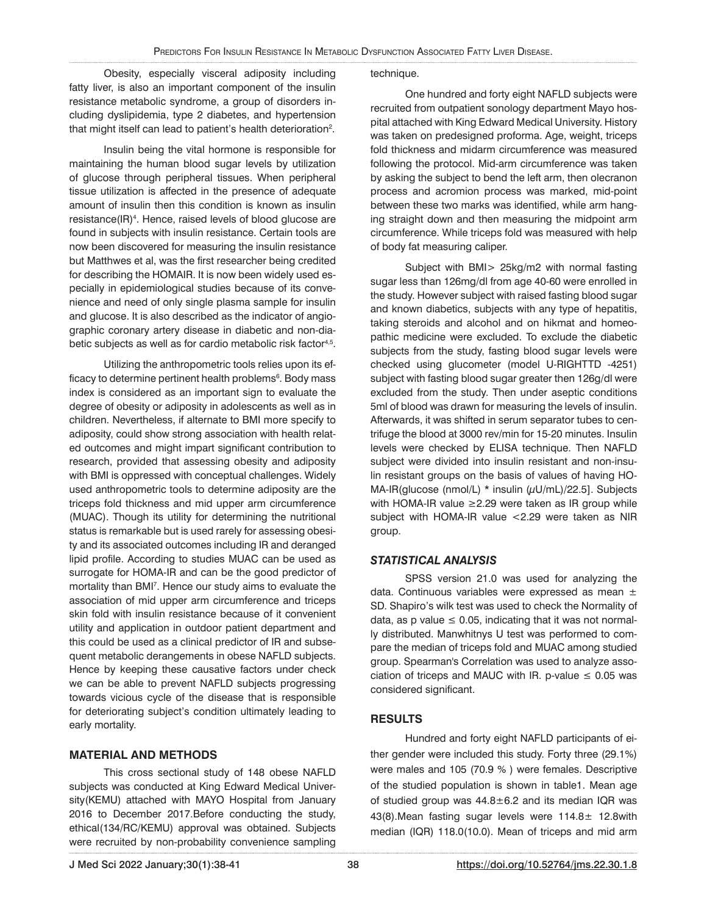Obesity, especially visceral adiposity including fatty liver, is also an important component of the insulin resistance metabolic syndrome, a group of disorders including dyslipidemia, type 2 diabetes, and hypertension that might itself can lead to patient's health deterioration[2].

Insulin being the vital hormone is responsible for maintaining the human blood sugar levels by utilization of glucose through peripheral tissues. When peripheral tissue utilization is affected in the presence of adequate amount of insulin then this condition is known as insulin resistance(IR)[4]. Hence, raised levels of blood glucose are found in subjects with insulin resistance. Certain tools are now been discovered for measuring the insulin resistance but Matthwes et al, was the first researcher being credited for describing the HOMAIR. It is now been widely used especially in epidemiological studies because of its convenience and need of only single plasma sample for insulin and glucose. It is also described as the indicator of angiographic coronary artery disease in diabetic and non-diabetic subjects as well as for cardio metabolic risk factor[4,5].

Utilizing the anthropometric tools relies upon its efficacy to determine pertinent health problems[6]. Body mass index is considered as an important sign to evaluate the degree of obesity or adiposity in adolescents as well as in children. Nevertheless, if alternate to BMI more specify to adiposity, could show strong association with health related outcomes and might impart significant contribution to research, provided that assessing obesity and adiposity with BMI is oppressed with conceptual challenges. Widely used anthropometric tools to determine adiposity are the triceps fold thickness and mid upper arm circumference (MUAC). Though its utility for determining the nutritional status is remarkable but is used rarely for assessing obesity and its associated outcomes including IR and deranged lipid profile. According to studies MUAC can be used as surrogate for HOMA-IR and can be the good predictor of mortality than BMI[7]. Hence our study aims to evaluate the association of mid upper arm circumference and triceps skin fold with insulin resistance because of it convenient utility and application in outdoor patient department and this could be used as a clinical predictor of IR and subsequent metabolic derangements in obese NAFLD subjects. Hence by keeping these causative factors under check we can be able to prevent NAFLD subjects progressing towards vicious cycle of the disease that is responsible for deteriorating subject's condition ultimately leading to early mortality.

## MATERIAL AND METHODS

This cross sectional study of 148 obese NAFLD subjects was conducted at King Edward Medical University(KEMU) attached with MAYO Hospital from January 2016 to December 2017.Before conducting the study, ethical(134/RC/KEMU) approval was obtained. Subjects were recruited by non-probability convenience sampling technique.

One hundred and forty eight NAFLD subjects were recruited from outpatient sonology department Mayo hospital attached with King Edward Medical University. History was taken on predesigned proforma. Age, weight, triceps fold thickness and midarm circumference was measured following the protocol. Mid-arm circumference was taken by asking the subject to bend the left arm, then olecranon process and acromion process was marked, mid-point between these two marks was identified, while arm hanging straight down and then measuring the midpoint arm circumference. While triceps fold was measured with help of body fat measuring caliper.

Subject with BMI> 25kg/m2 with normal fasting sugar less than 126mg/dl from age 40-60 were enrolled in the study. However subject with raised fasting blood sugar and known diabetics, subjects with any type of hepatitis, taking steroids and alcohol and on hikmat and homeopathic medicine were excluded. To exclude the diabetic subjects from the study, fasting blood sugar levels were checked using glucometer (model U-RIGHTTD -4251) subject with fasting blood sugar greater then 126g/dl were excluded from the study. Then under aseptic conditions 5ml of blood was drawn for measuring the levels of insulin. Afterwards, it was shifted in serum separator tubes to centrifuge the blood at 3000 rev/min for 15-20 minutes. Insulin levels were checked by ELISA technique. Then NAFLD subject were divided into insulin resistant and non-insulin resistant groups on the basis of values of having HOMA-IR(glucose (nmol/L) * insulin (µU/mL)/22.5]. Subjects with HOMA-IR value ≥2.29 were taken as IR group while subject with HOMA-IR value <2.29 were taken as NIR group.

### *STATISTICAL ANALYSIS*

SPSS version 21.0 was used for analyzing the data. Continuous variables were expressed as mean ± SD. Shapiro's wilk test was used to check the Normality of data, as p value ≤ 0.05, indicating that it was not normally distributed. Manwhitnys U test was performed to compare the median of triceps fold and MUAC among studied group. Spearman's Correlation was used to analyze association of triceps and MAUC with IR. p-value ≤ 0.05 was considered significant.

## RESULTS

Hundred and forty eight NAFLD participants of either gender were included this study. Forty three (29.1%) were males and 105 (70.9 % ) were females. Descriptive of the studied population is shown in table1. Mean age of studied group was 44.8±6.2 and its median IQR was 43(8).Mean fasting sugar levels were 114.8± 12.8with median (IQR) 118.0(10.0). Mean of triceps and mid arm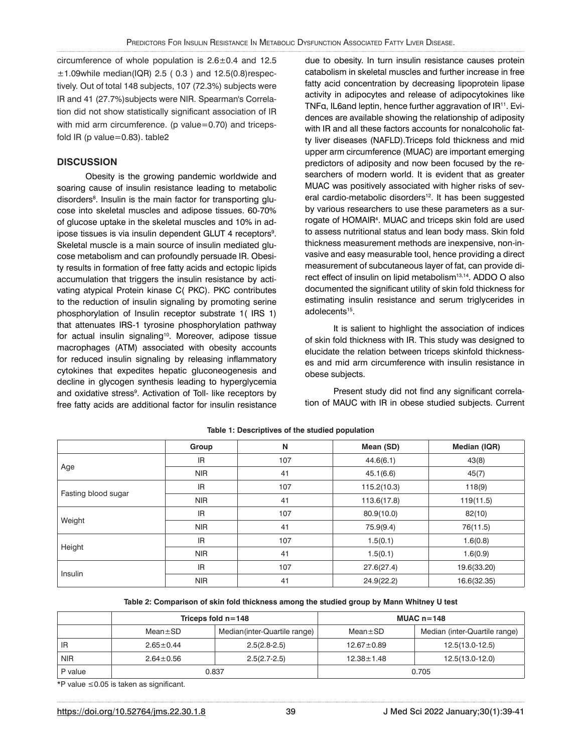circumference of whole population is 2.6±0.4 and 12.5 ±1.09while median(IQR) 2.5 ( 0.3 ) and 12.5(0.8)respectively. Out of total 148 subjects, 107 (72.3%) subjects were IR and 41 (27.7%)subjects were NIR. Spearman's Correlation did not show statistically significant association of IR with mid arm circumference. (p value=0.70) and tricepsfold IR (p value=0.83). table2

## DISCUSSION

Obesity is the growing pandemic worldwide and soaring cause of insulin resistance leading to metabolic disorders[8]. Insulin is the main factor for transporting glucose into skeletal muscles and adipose tissues. 60-70% of glucose uptake in the skeletal muscles and 10% in adipose tissues is via insulin dependent GLUT 4 receptors[9]. Skeletal muscle is a main source of insulin mediated glucose metabolism and can profoundly persuade IR. Obesity results in formation of free fatty acids and ectopic lipids accumulation that triggers the insulin resistance by activating atypical Protein kinase C( PKC). PKC contributes to the reduction of insulin signaling by promoting serine phosphorylation of Insulin receptor substrate 1( IRS 1) that attenuates IRS-1 tyrosine phosphorylation pathway for actual insulin signaling[10]. Moreover, adipose tissue macrophages (ATM) associated with obesity accounts for reduced insulin signaling by releasing inflammatory cytokines that expedites hepatic gluconeogenesis and decline in glycogen synthesis leading to hyperglycemia and oxidative stress[9]. Activation of Toll- like receptors by free fatty acids are additional factor for insulin resistance due to obesity. In turn insulin resistance causes protein catabolism in skeletal muscles and further increase in free fatty acid concentration by decreasing lipoprotein lipase activity in adipocytes and release of adipocytokines like TNFα, IL6and leptin, hence further aggravation of IR[11]. Evidences are available showing the relationship of adiposity with IR and all these factors accounts for nonalcoholic fatty liver diseases (NAFLD).Triceps fold thickness and mid upper arm circumference (MUAC) are important emerging predictors of adiposity and now been focused by the researchers of modern world. It is evident that as greater MUAC was positively associated with higher risks of several cardio-metabolic disorders[12]. It has been suggested by various researchers to use these parameters as a surrogate of HOMAIR[4]. MUAC and triceps skin fold are used to assess nutritional status and lean body mass. Skin fold thickness measurement methods are inexpensive, non-invasive and easy measurable tool, hence providing a direct measurement of subcutaneous layer of fat, can provide direct effect of insulin on lipid metabolism[13,14]. ADDO O also documented the significant utility of skin fold thickness for estimating insulin resistance and serum triglycerides in adolecents[15].

It is salient to highlight the association of indices of skin fold thickness with IR. This study was designed to elucidate the relation between triceps skinfold thicknesses and mid arm circumference with insulin resistance in obese subjects.

Present study did not find any significant correlation of MAUC with IR in obese studied subjects. Current

**Table 1: Descriptives of the studied population**

| | Group | N | Mean (SD) | Median (IQR) |
|---|---|---|---|---|
| Age | IR | 107 | 44.6(6.1) | 43(8) |
| | NIR | 41 | 45.1(6.6) | 45(7) |
| Fasting blood sugar | IR | 107 | 115.2(10.3) | 118(9) |
| | NIR | 41 | 113.6(17.8) | 119(11.5) |
| Weight | IR | 107 | 80.9(10.0) | 82(10) |
| | NIR | 41 | 75.9(9.4) | 76(11.5) |
| Height | IR | 107 | 1.5(0.1) | 1.6(0.8) |
| | NIR | 41 | 1.5(0.1) | 1.6(0.9) |
| Insulin | IR | 107 | 27.6(27.4) | 19.6(33.20) |
| | NIR | 41 | 24.9(22.2) | 16.6(32.35) |

**Table 2: Comparison of skin fold thickness among the studied group by Mann Whitney U test**

| | Triceps fold n=148 | | MUAC n=148 | |
|---|---|---|---|---|
| | Mean±SD | Median(inter-Quartile range) | Mean±SD | Median (inter-Quartile range) |
| IR | 2.65±0.44 | 2.5(2.8-2.5) | 12.67±0.89 | 12.5(13.0-12.5) |
| NIR | 2.64±0.56 | 2.5(2.7-2.5) | 12.38±1.48 | 12.5(13.0-12.0) |
| P value | 0.837 | | 0.705 | |

*P value ≤0.05 is taken as significant.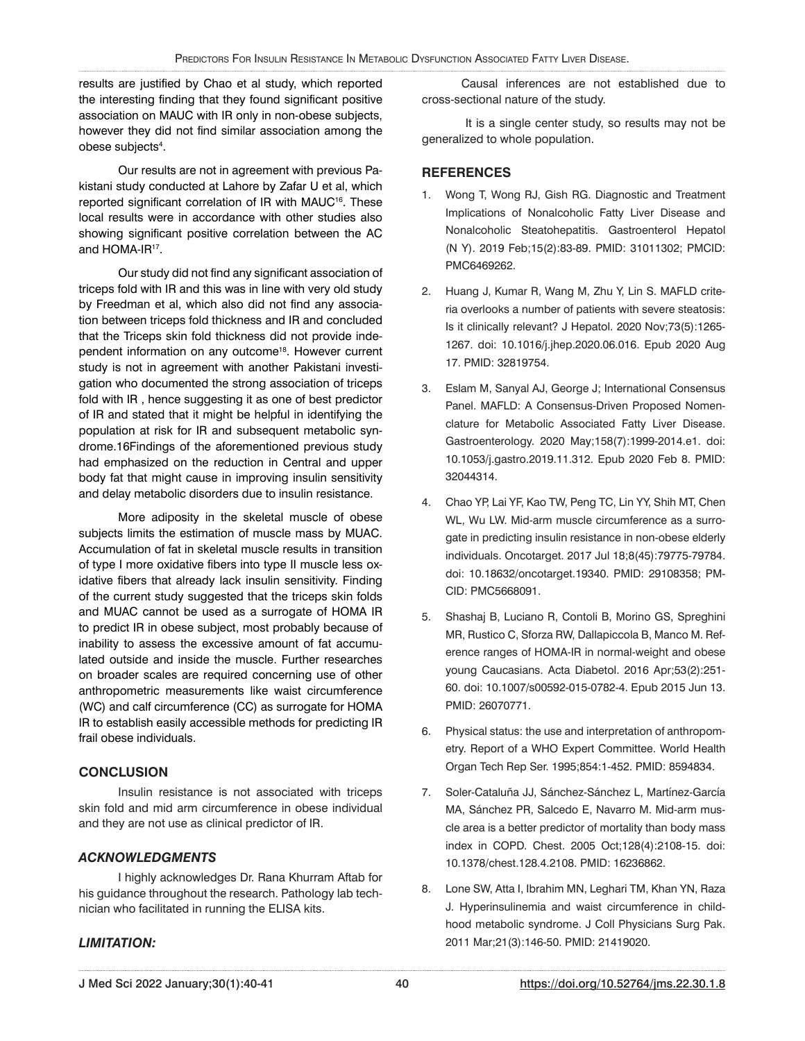results are justified by Chao et al study, which reported the interesting finding that they found significant positive association on MAUC with IR only in non-obese subjects, however they did not find similar association among the obese subjects[4].

Our results are not in agreement with previous Pakistani study conducted at Lahore by Zafar U et al, which reported significant correlation of IR with MAUC[16]. These local results were in accordance with other studies also showing significant positive correlation between the AC and HOMA-IR[17].

Our study did not find any significant association of triceps fold with IR and this was in line with very old study by Freedman et al, which also did not find any association between triceps fold thickness and IR and concluded that the Triceps skin fold thickness did not provide independent information on any outcome[18]. However current study is not in agreement with another Pakistani investigation who documented the strong association of triceps fold with IR , hence suggesting it as one of best predictor of IR and stated that it might be helpful in identifying the population at risk for IR and subsequent metabolic syndrome.16Findings of the aforementioned previous study had emphasized on the reduction in Central and upper body fat that might cause in improving insulin sensitivity and delay metabolic disorders due to insulin resistance.

More adiposity in the skeletal muscle of obese subjects limits the estimation of muscle mass by MUAC. Accumulation of fat in skeletal muscle results in transition of type I more oxidative fibers into type II muscle less oxidative fibers that already lack insulin sensitivity. Finding of the current study suggested that the triceps skin folds and MUAC cannot be used as a surrogate of HOMA IR to predict IR in obese subject, most probably because of inability to assess the excessive amount of fat accumulated outside and inside the muscle. Further researches on broader scales are required concerning use of other anthropometric measurements like waist circumference (WC) and calf circumference (CC) as surrogate for HOMA IR to establish easily accessible methods for predicting IR frail obese individuals.

## CONCLUSION

Insulin resistance is not associated with triceps skin fold and mid arm circumference in obese individual and they are not use as clinical predictor of IR.

## *ACKNOWLEDGMENTS*

I highly acknowledges Dr. Rana Khurram Aftab for his guidance throughout the research. Pathology lab technician who facilitated in running the ELISA kits.

## *LIMITATION:*

Causal inferences are not established due to cross-sectional nature of the study.

It is a single center study, so results may not be generalized to whole population.

## REFERENCES

1. Wong T, Wong RJ, Gish RG. Diagnostic and Treatment Implications of Nonalcoholic Fatty Liver Disease and Nonalcoholic Steatohepatitis. Gastroenterol Hepatol (N Y). 2019 Feb;15(2):83-89. PMID: 31011302; PMCID: PMC6469262.
2. Huang J, Kumar R, Wang M, Zhu Y, Lin S. MAFLD criteria overlooks a number of patients with severe steatosis: Is it clinically relevant? J Hepatol. 2020 Nov;73(5):1265-1267. doi: 10.1016/j.jhep.2020.06.016. Epub 2020 Aug 17. PMID: 32819754.
3. Eslam M, Sanyal AJ, George J; International Consensus Panel. MAFLD: A Consensus-Driven Proposed Nomenclature for Metabolic Associated Fatty Liver Disease. Gastroenterology. 2020 May;158(7):1999-2014.e1. doi: 10.1053/j.gastro.2019.11.312. Epub 2020 Feb 8. PMID: 32044314.
4. Chao YP, Lai YF, Kao TW, Peng TC, Lin YY, Shih MT, Chen WL, Wu LW. Mid-arm muscle circumference as a surrogate in predicting insulin resistance in non-obese elderly individuals. Oncotarget. 2017 Jul 18;8(45):79775-79784. doi: 10.18632/oncotarget.19340. PMID: 29108358; PMCID: PMC5668091.
5. Shashaj B, Luciano R, Contoli B, Morino GS, Spreghini MR, Rustico C, Sforza RW, Dallapiccola B, Manco M. Reference ranges of HOMA-IR in normal-weight and obese young Caucasians. Acta Diabetol. 2016 Apr;53(2):251-60. doi: 10.1007/s00592-015-0782-4. Epub 2015 Jun 13. PMID: 26070771.
6. Physical status: the use and interpretation of anthropometry. Report of a WHO Expert Committee. World Health Organ Tech Rep Ser. 1995;854:1-452. PMID: 8594834.
7. Soler-Cataluña JJ, Sánchez-Sánchez L, Martínez-García MA, Sánchez PR, Salcedo E, Navarro M. Mid-arm muscle area is a better predictor of mortality than body mass index in COPD. Chest. 2005 Oct;128(4):2108-15. doi: 10.1378/chest.128.4.2108. PMID: 16236862.
8. Lone SW, Atta I, Ibrahim MN, Leghari TM, Khan YN, Raza J. Hyperinsulinemia and waist circumference in childhood metabolic syndrome. J Coll Physicians Surg Pak. 2011 Mar;21(3):146-50. PMID: 21419020.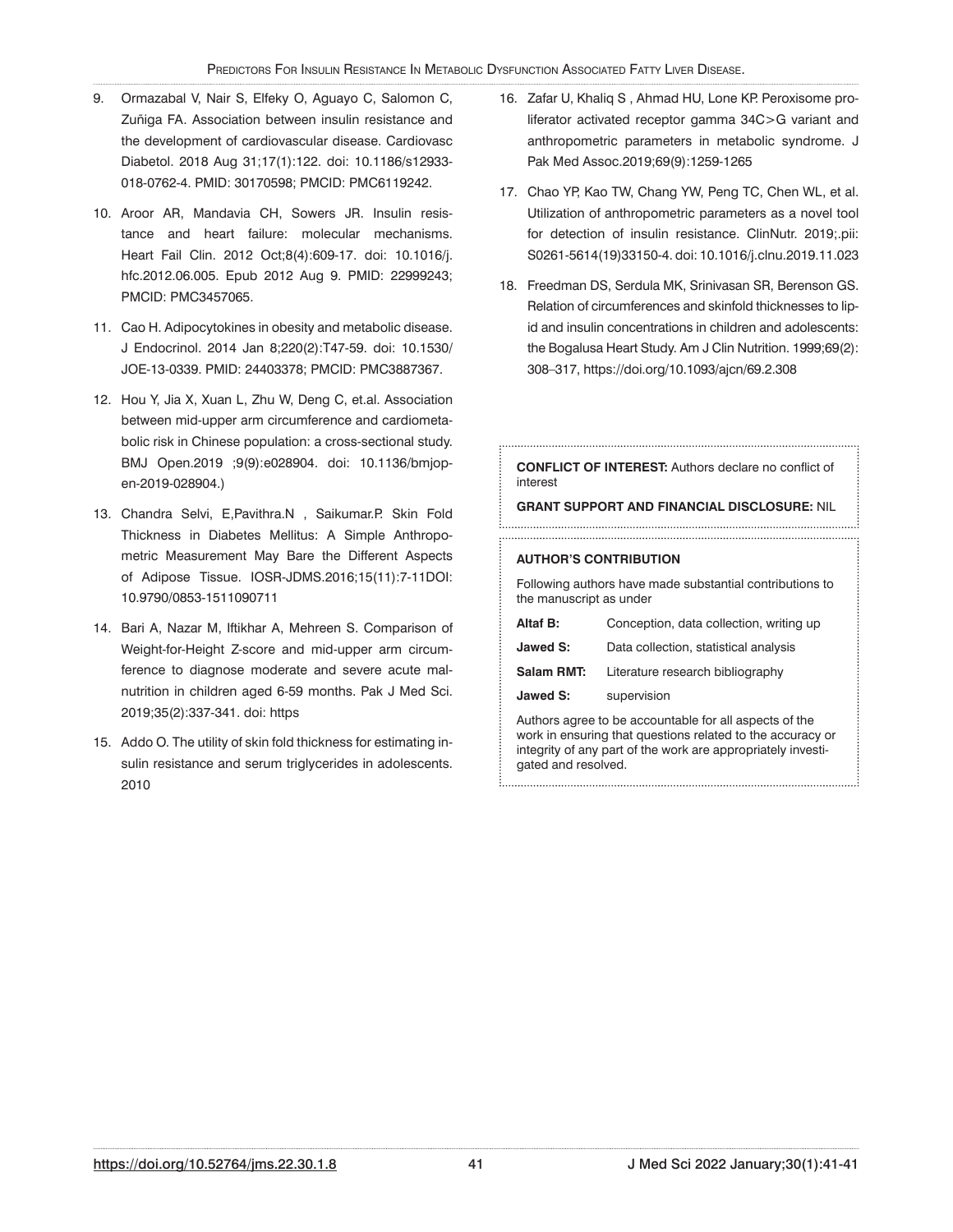9. Ormazabal V, Nair S, Elfeky O, Aguayo C, Salomon C, Zuñiga FA. Association between insulin resistance and the development of cardiovascular disease. Cardiovasc Diabetol. 2018 Aug 31;17(1):122. doi: 10.1186/s12933-018-0762-4. PMID: 30170598; PMCID: PMC6119242.

10. Aroor AR, Mandavia CH, Sowers JR. Insulin resistance and heart failure: molecular mechanisms. Heart Fail Clin. 2012 Oct;8(4):609-17. doi: 10.1016/j.hfc.2012.06.005. Epub 2012 Aug 9. PMID: 22999243; PMCID: PMC3457065.

11. Cao H. Adipocytokines in obesity and metabolic disease. J Endocrinol. 2014 Jan 8;220(2):T47-59. doi: 10.1530/JOE-13-0339. PMID: 24403378; PMCID: PMC3887367.

12. Hou Y, Jia X, Xuan L, Zhu W, Deng C, et.al. Association between mid-upper arm circumference and cardiometabolic risk in Chinese population: a cross-sectional study. BMJ Open.2019 ;9(9):e028904. doi: 10.1136/bmjopen-2019-028904.)

13. Chandra Selvi, E,Pavithra.N , Saikumar.P. Skin Fold Thickness in Diabetes Mellitus: A Simple Anthropometric Measurement May Bare the Different Aspects of Adipose Tissue. IOSR-JDMS.2016;15(11):7-11DOI: 10.9790/0853-1511090711

14. Bari A, Nazar M, Iftikhar A, Mehreen S. Comparison of Weight-for-Height Z-score and mid-upper arm circumference to diagnose moderate and severe acute malnutrition in children aged 6-59 months. Pak J Med Sci. 2019;35(2):337-341. doi: https

15. Addo O. The utility of skin fold thickness for estimating insulin resistance and serum triglycerides in adolescents. 2010

16. Zafar U, Khaliq S , Ahmad HU, Lone KP. Peroxisome proliferator activated receptor gamma 34C>G variant and anthropometric parameters in metabolic syndrome. J Pak Med Assoc.2019;69(9):1259-1265

17. Chao YP, Kao TW, Chang YW, Peng TC, Chen WL, et al. Utilization of anthropometric parameters as a novel tool for detection of insulin resistance. ClinNutr. 2019;.pii: S0261-5614(19)33150-4. doi: 10.1016/j.clnu.2019.11.023

18. Freedman DS, Serdula MK, Srinivasan SR, Berenson GS. Relation of circumferences and skinfold thicknesses to lipid and insulin concentrations in children and adolescents: the Bogalusa Heart Study. Am J Clin Nutrition. 1999;69(2): 308–317, https://doi.org/10.1093/ajcn/69.2.308

**CONFLICT OF INTEREST:** Authors declare no conflict of interest

**GRANT SUPPORT AND FINANCIAL DISCLOSURE:** NIL

**AUTHOR'S CONTRIBUTION**

Following authors have made substantial contributions to the manuscript as under

| | |
|---|---|
| **Altaf B:** | Conception, data collection, writing up |
| **Jawed S:** | Data collection, statistical analysis |
| **Salam RMT:** | Literature research bibliography |
| **Jawed S:** | supervision |

Authors agree to be accountable for all aspects of the work in ensuring that questions related to the accuracy or integrity of any part of the work are appropriately investigated and resolved.